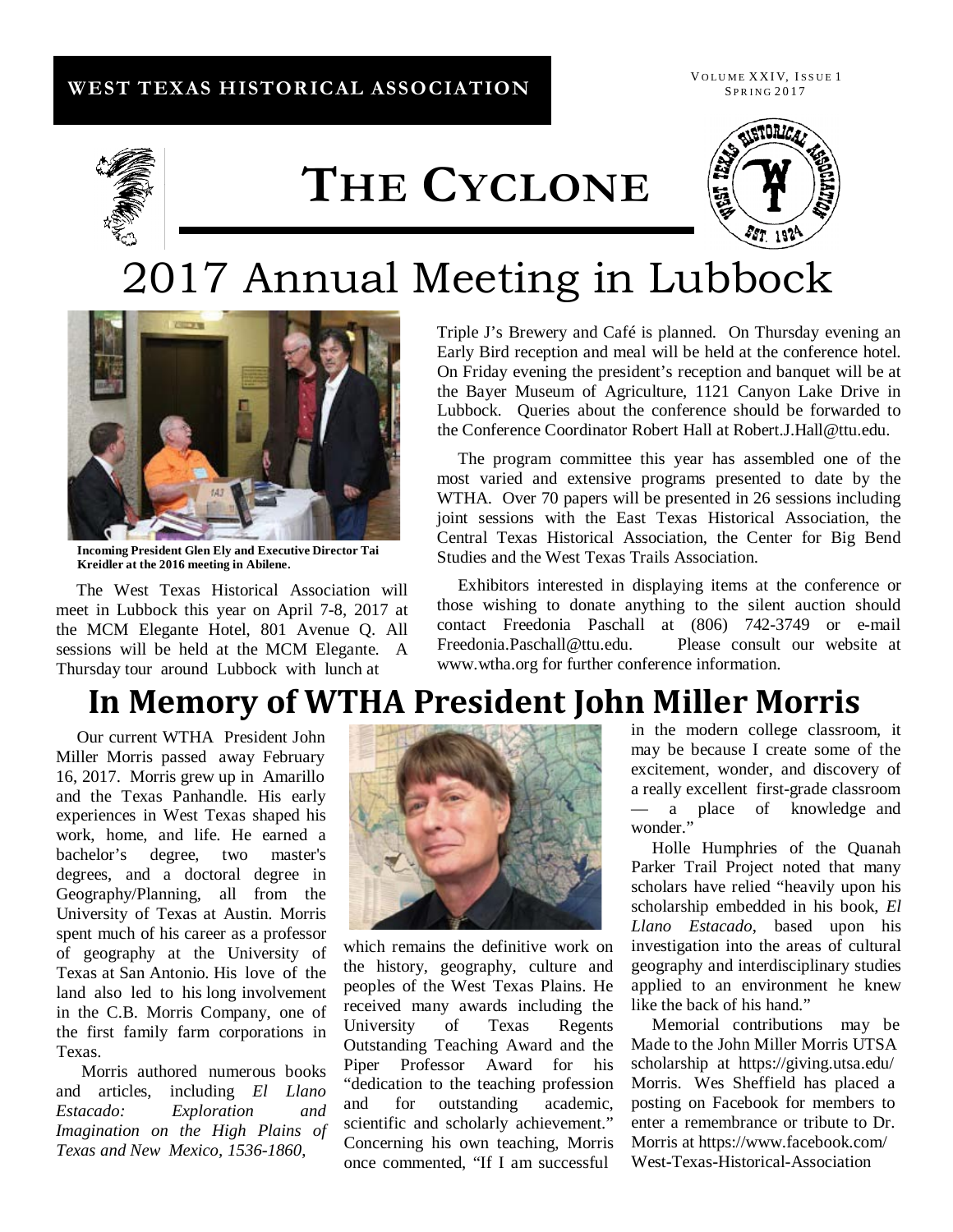WEST TEXAS HISTORICAL ASSOCIATION

VOLUME XXIV, ISSUE 1
SPRING 2017

# THE CYCLONE

# 2017 Annual Meeting in Lubbock

**Incoming President Glen Ely and Executive Director Tai Kreidler at the 2016 meeting in Abilene.**

The West Texas Historical Association will meet in Lubbock this year on April 7-8, 2017 at the MCM Elegante Hotel, 801 Avenue Q. All sessions will be held at the MCM Elegante. A Thursday tour around Lubbock with lunch at Triple J's Brewery and Café is planned. On Thursday evening an Early Bird reception and meal will be held at the conference hotel. On Friday evening the president's reception and banquet will be at the Bayer Museum of Agriculture, 1121 Canyon Lake Drive in Lubbock. Queries about the conference should be forwarded to the Conference Coordinator Robert Hall at Robert.J.Hall@ttu.edu.

The program committee this year has assembled one of the most varied and extensive programs presented to date by the WTHA. Over 70 papers will be presented in 26 sessions including joint sessions with the East Texas Historical Association, the Central Texas Historical Association, the Center for Big Bend Studies and the West Texas Trails Association.

Exhibitors interested in displaying items at the conference or those wishing to donate anything to the silent auction should contact Freedonia Paschall at (806) 742-3749 or e-mail Freedonia.Paschall@ttu.edu. Please consult our website at www.wtha.org for further conference information.

# In Memory of WTHA President John Miller Morris

Our current WTHA President John Miller Morris passed away February 16, 2017. Morris grew up in Amarillo and the Texas Panhandle. His early experiences in West Texas shaped his work, home, and life. He earned a bachelor's degree, two master's degrees, and a doctoral degree in Geography/Planning, all from the University of Texas at Austin. Morris spent much of his career as a professor of geography at the University of Texas at San Antonio. His love of the land also led to his long involvement in the C.B. Morris Company, one of the first family farm corporations in Texas.

Morris authored numerous books and articles, including *El Llano Estacado: Exploration and Imagination on the High Plains of Texas and New Mexico, 1536-1860*, which remains the definitive work on the history, geography, culture and peoples of the West Texas Plains. He received many awards including the University of Texas Regents Outstanding Teaching Award and the Piper Professor Award for his "dedication to the teaching profession and for outstanding academic, scientific and scholarly achievement." Concerning his own teaching, Morris once commented, "If I am successful in the modern college classroom, it may be because I create some of the excitement, wonder, and discovery of a really excellent first-grade classroom — a place of knowledge and wonder."

Holle Humphries of the Quanah Parker Trail Project noted that many scholars have relied "heavily upon his scholarship embedded in his book, *El Llano Estacado*, based upon his investigation into the areas of cultural geography and interdisciplinary studies applied to an environment he knew like the back of his hand."

Memorial contributions may be Made to the John Miller Morris UTSA scholarship at https://giving.utsa.edu/Morris. Wes Sheffield has placed a posting on Facebook for members to enter a remembrance or tribute to Dr. Morris at https://www.facebook.com/West-Texas-Historical-Association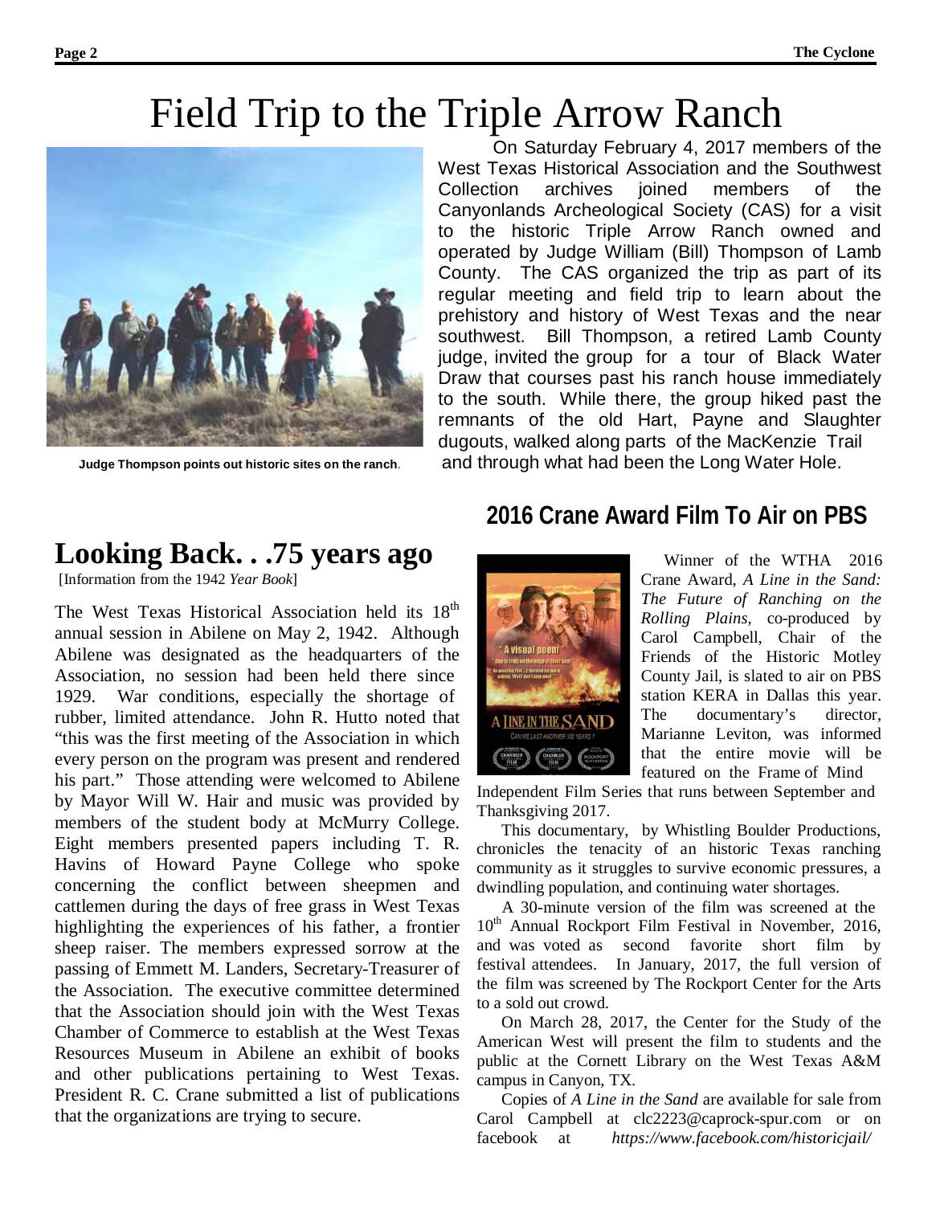# Field Trip to the Triple Arrow Ranch

Judge Thompson points out historic sites on the ranch.

On Saturday February 4, 2017 members of the West Texas Historical Association and the Southwest Collection archives joined members of the Canyonlands Archeological Society (CAS) for a visit to the historic Triple Arrow Ranch owned and operated by Judge William (Bill) Thompson of Lamb County. The CAS organized the trip as part of its regular meeting and field trip to learn about the prehistory and history of West Texas and the near southwest. Bill Thompson, a retired Lamb County judge, invited the group for a tour of Black Water Draw that courses past his ranch house immediately to the south. While there, the group hiked past the remnants of the old Hart, Payne and Slaughter dugouts, walked along parts of the MacKenzie Trail and through what had been the Long Water Hole.

## Looking Back. . .75 years ago

[Information from the 1942 *Year Book*]

The West Texas Historical Association held its 18th annual session in Abilene on May 2, 1942. Although Abilene was designated as the headquarters of the Association, no session had been held there since 1929. War conditions, especially the shortage of rubber, limited attendance. John R. Hutto noted that "this was the first meeting of the Association in which every person on the program was present and rendered his part." Those attending were welcomed to Abilene by Mayor Will W. Hair and music was provided by members of the student body at McMurry College. Eight members presented papers including T. R. Havins of Howard Payne College who spoke concerning the conflict between sheepmen and cattlemen during the days of free grass in West Texas highlighting the experiences of his father, a frontier sheep raiser. The members expressed sorrow at the passing of Emmett M. Landers, Secretary-Treasurer of the Association. The executive committee determined that the Association should join with the West Texas Chamber of Commerce to establish at the West Texas Resources Museum in Abilene an exhibit of books and other publications pertaining to West Texas. President R. C. Crane submitted a list of publications that the organizations are trying to secure.

## 2016 Crane Award Film To Air on PBS

Winner of the WTHA 2016 Crane Award, *A Line in the Sand: The Future of Ranching on the Rolling Plains*, co-produced by Carol Campbell, Chair of the Friends of the Historic Motley County Jail, is slated to air on PBS station KERA in Dallas this year. The documentary's director, Marianne Leviton, was informed that the entire movie will be featured on the Frame of Mind Independent Film Series that runs between September and Thanksgiving 2017.

This documentary, by Whistling Boulder Productions, chronicles the tenacity of an historic Texas ranching community as it struggles to survive economic pressures, a dwindling population, and continuing water shortages.

A 30-minute version of the film was screened at the 10th Annual Rockport Film Festival in November, 2016, and was voted as second favorite short film by festival attendees. In January, 2017, the full version of the film was screened by The Rockport Center for the Arts to a sold out crowd.

On March 28, 2017, the Center for the Study of the American West will present the film to students and the public at the Cornett Library on the West Texas A&M campus in Canyon, TX.

Copies of *A Line in the Sand* are available for sale from Carol Campbell at clc2223@caprock-spur.com or on facebook at *https://www.facebook.com/historicjail/*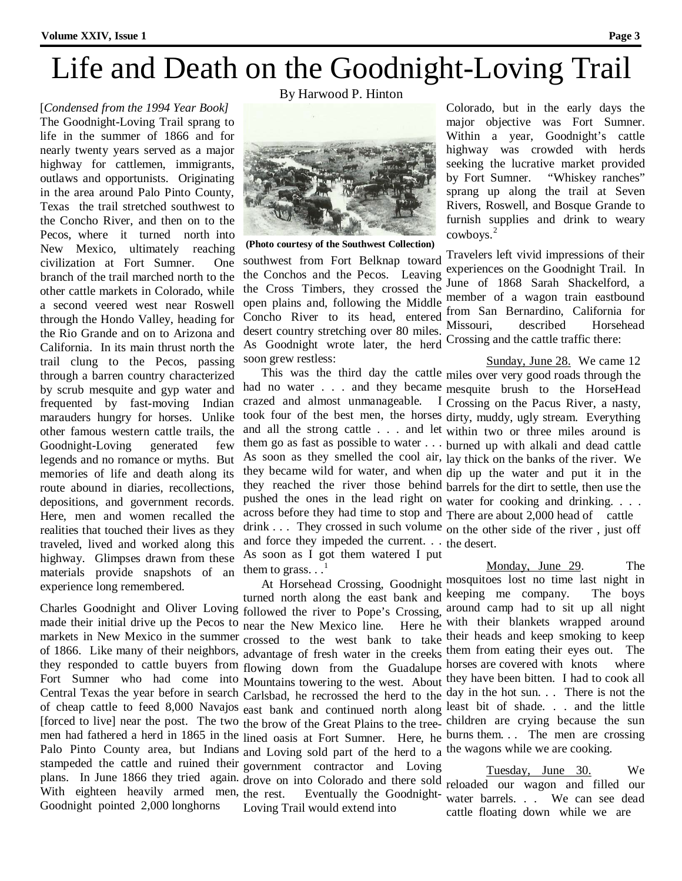# Life and Death on the Goodnight-Loving Trail

By Harwood P. Hinton

[*Condensed from the 1994 Year Book]*

The Goodnight-Loving Trail sprang to life in the summer of 1866 and for nearly twenty years served as a major highway for cattlemen, immigrants, outlaws and opportunists. Originating in the area around Palo Pinto County, Texas the trail stretched southwest to the Concho River, and then on to the Pecos, where it turned north into New Mexico, ultimately reaching civilization at Fort Sumner. One branch of the trail marched north to the other cattle markets in Colorado, while a second veered west near Roswell through the Hondo Valley, heading for the Rio Grande and on to Arizona and California. In its main thrust north the trail clung to the Pecos, passing through a barren country characterized by scrub mesquite and gyp water and frequented by fast-moving Indian marauders hungry for horses. Unlike other famous western cattle trails, the Goodnight-Loving generated few legends and no romance or myths. But memories of life and death along its route abound in diaries, recollections, depositions, and government records. Here, men and women recalled the realities that touched their lives as they traveled, lived and worked along this highway. Glimpses drawn from these materials provide snapshots of an experience long remembered.

Charles Goodnight and Oliver Loving made their initial drive up the Pecos to markets in New Mexico in the summer of 1866. Like many of their neighbors, they responded to cattle buyers from Fort Sumner who had come into Central Texas the year before in search of cheap cattle to feed 8,000 Navajos [forced to live] near the post. The two men had fathered a herd in 1865 in the Palo Pinto County area, but Indians stampeded the cattle and ruined their plans. In June 1866 they tried again. With eighteen heavily armed men, Goodnight pointed 2,000 longhorns southwest from Fort Belknap toward the Conchos and the Pecos. Leaving the Cross Timbers, they crossed the open plains and, following the Middle Concho River to its head, entered desert country stretching over 80 miles. As Goodnight wrote later, the herd soon grew restless:

**(Photo courtesy of the Southwest Collection)**

> This was the third day the cattle had no water . . . and they became crazed and almost unmanageable. I took four of the best men, the horses and all the strong cattle . . . and let them go as fast as possible to water . . . As soon as they smelled the cool air, they became wild for water, and when they reached the river those behind pushed the ones in the lead right on across before they had time to stop and drink . . . They crossed in such volume and force they impeded the current. . . As soon as I got them watered I put them to grass. . .[1]

At Horsehead Crossing, Goodnight turned north along the east bank and followed the river to Pope's Crossing, near the New Mexico line. Here he crossed to the west bank to take advantage of fresh water in the creeks flowing down from the Guadalupe Mountains towering to the west. About Carlsbad, he recrossed the herd to the east bank and continued north along the brow of the Great Plains to the tree-lined oasis at Fort Sumner. Here, he and Loving sold part of the herd to a government contractor and Loving drove on into Colorado and there sold the rest. Eventually the Goodnight-Loving Trail would extend into Colorado, but in the early days the major objective was Fort Sumner. Within a year, Goodnight's cattle highway was crowded with herds seeking the lucrative market provided by Fort Sumner. "Whiskey ranches" sprang up along the trail at Seven Rivers, Roswell, and Bosque Grande to furnish supplies and drink to weary cowboys.[2]

Travelers left vivid impressions of their experiences on the Goodnight Trail. In June of 1868 Sarah Shackelford, a member of a wagon train eastbound from San Bernardino, California for Missouri, described Horsehead Crossing and the cattle traffic there:

> Sunday, June 28. We came 12 miles over very good roads through the mesquite brush to the HorseHead Crossing on the Pacus River, a nasty, dirty, muddy, ugly stream. Everything within two or three miles around is burned up with alkali and dead cattle lay thick on the banks of the river. We dip up the water and put it in the barrels for the dirt to settle, then use the water for cooking and drinking. . . . There are about 2,000 head of cattle on the other side of the river , just off the desert.

> Monday, June 29. The mosquitoes lost no time last night in keeping me company. The boys around camp had to sit up all night with their blankets wrapped around their heads and keep smoking to keep them from eating their eyes out. The horses are covered with knots where they have been bitten. I had to cook all day in the hot sun. . . There is not the least bit of shade. . . and the little children are crying because the sun burns them. . . The men are crossing the wagons while we are cooking.

> Tuesday, June 30. We reloaded our wagon and filled our water barrels. . . We can see dead cattle floating down while we are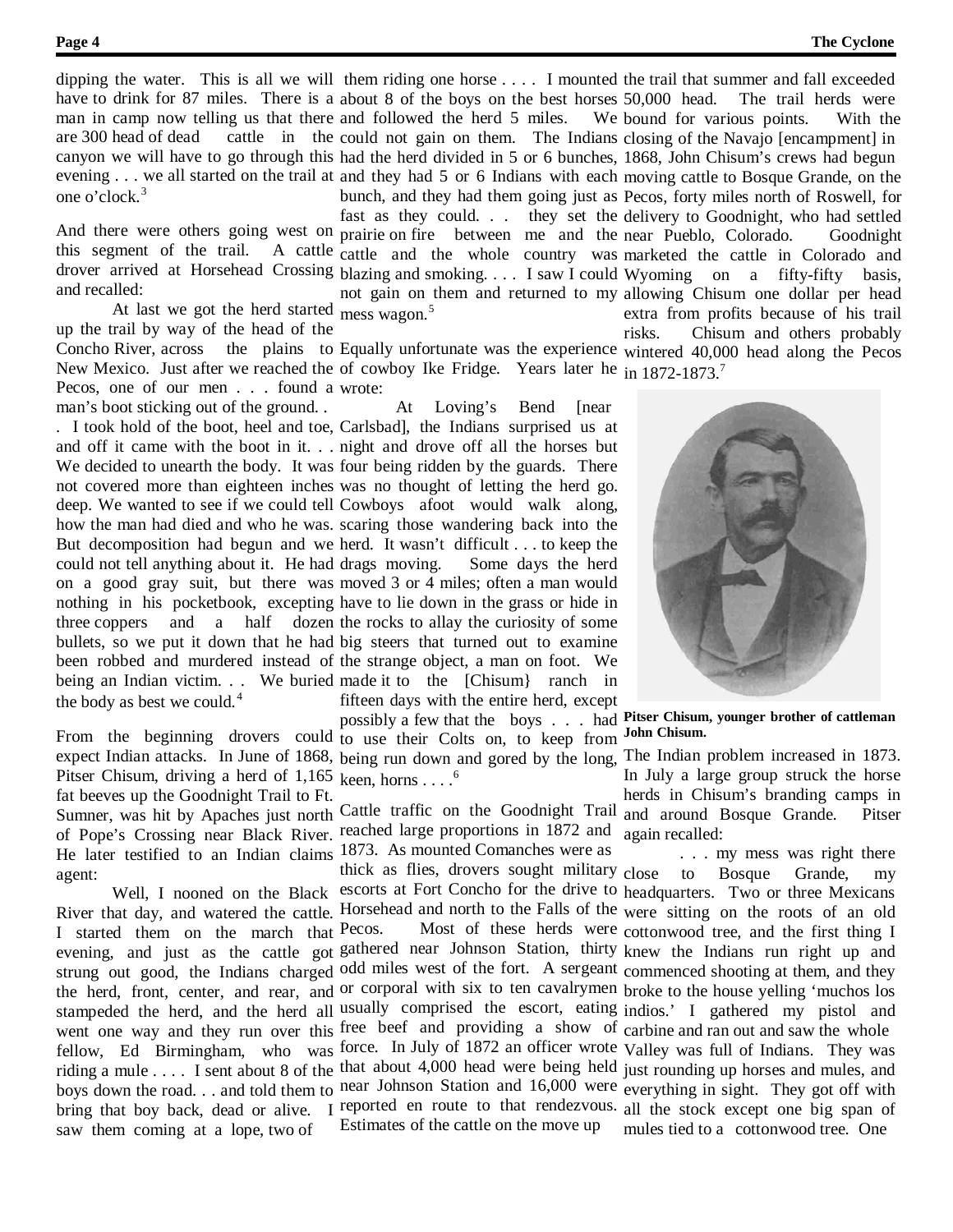dipping the water. This is all we will have to drink for 87 miles. There is a man in camp now telling us that there are 300 head of dead cattle in the canyon we will have to go through this evening . . . we all started on the trail at one o'clock.[3]

And there were others going west on this segment of the trail. A cattle drover arrived at Horsehead Crossing and recalled:

> At last we got the herd started up the trail by way of the head of the Concho River, across the plains to New Mexico. Just after we reached the Pecos, one of our men . . . found a man's boot sticking out of the ground. . . I took hold of the boot, heel and toe, and off it came with the boot in it. . . We decided to unearth the body. It was not covered more than eighteen inches deep. We wanted to see if we could tell how the man had died and who he was. But decomposition had begun and we could not tell anything about it. He had on a good gray suit, but there was nothing in his pocketbook, excepting three coppers and a half dozen bullets, so we put it down that he had been robbed and murdered instead of being an Indian victim. . . We buried the body as best we could.[4]

From the beginning drovers could expect Indian attacks. In June of 1868, Pitser Chisum, driving a herd of 1,165 fat beeves up the Goodnight Trail to Ft. Sumner, was hit by Apaches just north of Pope's Crossing near Black River. He later testified to an Indian claims agent:

> Well, I nooned on the Black River that day, and watered the cattle. I started them on the march that evening, and just as the cattle got strung out good, the Indians charged the herd, front, center, and rear, and stampeded the herd, and the herd all went one way and they run over this fellow, Ed Birmingham, who was riding a mule . . . . I sent about 8 of the boys down the road. . . and told them to bring that boy back, dead or alive. I saw them coming at a lope, two of them riding one horse . . . . I mounted about 8 of the boys on the best horses and followed the herd 5 miles. We could not gain on them. The Indians had the herd divided in 5 or 6 bunches, and they had 5 or 6 Indians with each bunch, and they had them going just as fast as they could. . . they set the prairie on fire between me and the cattle and the whole country was blazing and smoking. . . . I saw I could not gain on them and returned to my mess wagon.[5]

Equally unfortunate was the experience of cowboy Ike Fridge. Years later he wrote:

> At Loving's Bend [near Carlsbad], the Indians surprised us at night and drove off all the horses but four being ridden by the guards. There was no thought of letting the herd go. Cowboys afoot would walk along, scaring those wandering back into the herd. It wasn't difficult . . . to keep the drags moving. Some days the herd moved 3 or 4 miles; often a man would have to lie down in the grass or hide in the rocks to allay the curiosity of some big steers that turned out to examine the strange object, a man on foot. We made it to the [Chisum} ranch in fifteen days with the entire herd, except possibly a few that the boys . . . had to use their Colts on, to keep from being run down and gored by the long, keen, horns . . . .[6]

Cattle traffic on the Goodnight Trail reached large proportions in 1872 and 1873. As mounted Comanches were as thick as flies, drovers sought military escorts at Fort Concho for the drive to Horsehead and north to the Falls of the Pecos. Most of these herds were gathered near Johnson Station, thirty odd miles west of the fort. A sergeant or corporal with six to ten cavalrymen usually comprised the escort, eating free beef and providing a show of force. In July of 1872 an officer wrote that about 4,000 head were being held near Johnson Station and 16,000 were reported en route to that rendezvous. Estimates of the cattle on the move up the trail that summer and fall exceeded 50,000 head. The trail herds were bound for various points. With the closing of the Navajo [encampment] in 1868, John Chisum's crews had begun moving cattle to Bosque Grande, on the Pecos, forty miles north of Roswell, for delivery to Goodnight, who had settled near Pueblo, Colorado. Goodnight marketed the cattle in Colorado and Wyoming on a fifty-fifty basis, allowing Chisum one dollar per head extra from profits because of his trail risks. Chisum and others probably wintered 40,000 head along the Pecos in 1872-1873.[7]

**Pitser Chisum, younger brother of cattleman John Chisum.**

The Indian problem increased in 1873. In July a large group struck the horse herds in Chisum's branding camps in and around Bosque Grande. Pitser again recalled:

> . . . my mess was right there close to Bosque Grande, my headquarters. Two or three Mexicans were sitting on the roots of an old cottonwood tree, and the first thing I knew the Indians run right up and commenced shooting at them, and they broke to the house yelling 'muchos los indios.' I gathered my pistol and carbine and ran out and saw the whole Valley was full of Indians. They was just rounding up horses and mules, and everything in sight. They got off with all the stock except one big span of mules tied to a cottonwood tree. One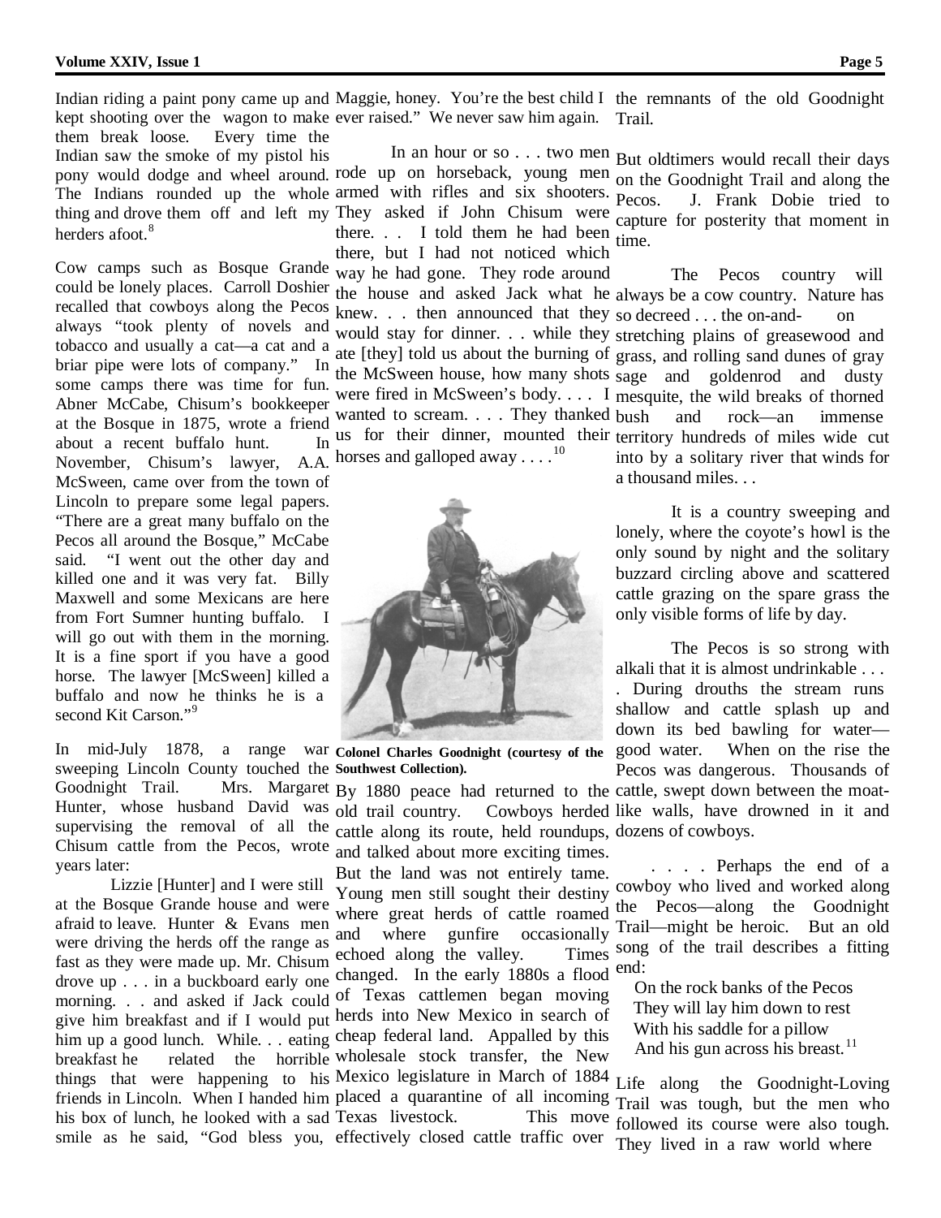Indian riding a paint pony came up and kept shooting over the wagon to make them break loose. Every time the Indian saw the smoke of my pistol his pony would dodge and wheel around. The Indians rounded up the whole thing and drove them off and left my herders afoot.[8]

Cow camps such as Bosque Grande could be lonely places. Carroll Doshier recalled that cowboys along the Pecos always "took plenty of novels and tobacco and usually a cat—a cat and a briar pipe were lots of company." In some camps there was time for fun. Abner McCabe, Chisum's bookkeeper at the Bosque in 1875, wrote a friend about a recent buffalo hunt. In November, Chisum's lawyer, A.A. McSween, came over from the town of Lincoln to prepare some legal papers. "There are a great many buffalo on the Pecos all around the Bosque," McCabe said. "I went out the other day and killed one and it was very fat. Billy Maxwell and some Mexicans are here from Fort Sumner hunting buffalo. I will go out with them in the morning. It is a fine sport if you have a good horse. The lawyer [McSween] killed a buffalo and now he thinks he is a second Kit Carson."[9]

In mid-July 1878, a range war sweeping Lincoln County touched the Goodnight Trail. Mrs. Margaret Hunter, whose husband David was supervising the removal of all the Chisum cattle from the Pecos, wrote years later:

Lizzie [Hunter] and I were still at the Bosque Grande house and were afraid to leave. Hunter & Evans men were driving the herds off the range as fast as they were made up. Mr. Chisum drove up . . . in a buckboard early one morning. . . and asked if Jack could give him breakfast and if I would put him up a good lunch. While. . . eating breakfast he related the horrible things that were happening to his friends in Lincoln. When I handed him his box of lunch, he looked with a sad smile as he said, "God bless you, Maggie, honey. You're the best child I ever raised." We never saw him again.

In an hour or so . . . two men rode up on horseback, young men armed with rifles and six shooters. They asked if John Chisum were there. . . I told them he had been there, but I had not noticed which way he had gone. They rode around the house and asked Jack what he knew. . . then announced that they would stay for dinner. . . while they ate [they] told us about the burning of the McSween house, how many shots were fired in McSween's body. . . . I wanted to scream. . . . They thanked us for their dinner, mounted their horses and galloped away . . . .[10]

Colonel Charles Goodnight (courtesy of the Southwest Collection).

By 1880 peace had returned to the old trail country. Cowboys herded cattle along its route, held roundups, and talked about more exciting times. But the land was not entirely tame. Young men still sought their destiny where great herds of cattle roamed and where gunfire occasionally echoed along the valley. Times changed. In the early 1880s a flood of Texas cattlemen began moving herds into New Mexico in search of cheap federal land. Appalled by this wholesale stock transfer, the New Mexico legislature in March of 1884 placed a quarantine of all incoming Texas livestock. This move effectively closed cattle traffic over the remnants of the old Goodnight Trail.

But oldtimers would recall their days on the Goodnight Trail and along the Pecos. J. Frank Dobie tried to capture for posterity that moment in time.

The Pecos country will always be a cow country. Nature has so decreed . . . the on-and- on stretching plains of greasewood and grass, and rolling sand dunes of gray sage and goldenrod and dusty mesquite, the wild breaks of thorned bush and rock—an immense territory hundreds of miles wide cut into by a solitary river that winds for a thousand miles. . .

It is a country sweeping and lonely, where the coyote's howl is the only sound by night and the solitary buzzard circling above and scattered cattle grazing on the spare grass the only visible forms of life by day.

The Pecos is so strong with alkali that it is almost undrinkable . . . . During drouths the stream runs shallow and cattle splash up and down its bed bawling for water—good water. When on the rise the Pecos was dangerous. Thousands of cattle, swept down between the moat-like walls, have drowned in it and dozens of cowboys.

. . . . Perhaps the end of a cowboy who lived and worked along the Pecos—along the Goodnight Trail—might be heroic. But an old song of the trail describes a fitting end:

On the rock banks of the Pecos
They will lay him down to rest
With his saddle for a pillow
And his gun across his breast.[11]

Life along the Goodnight-Loving Trail was tough, but the men who followed its course were also tough. They lived in a raw world where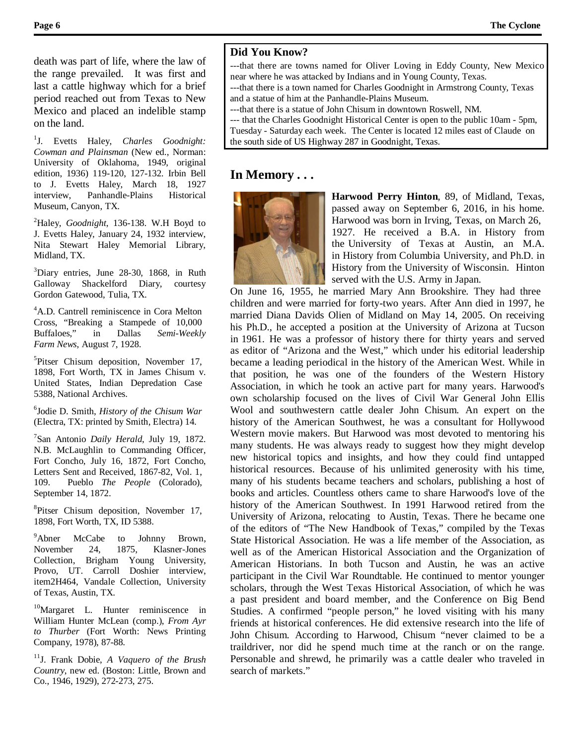death was part of life, where the law of the range prevailed. It was first and last a cattle highway which for a brief period reached out from Texas to New Mexico and placed an indelible stamp on the land.

[1]J. Evetts Haley, *Charles Goodnight: Cowman and Plainsman* (New ed., Norman: University of Oklahoma, 1949, original edition, 1936) 119-120, 127-132. Irbin Bell to J. Evetts Haley, March 18, 1927 interview, Panhandle-Plains Historical Museum, Canyon, TX.

[2]Haley, *Goodnight*, 136-138. W.H Boyd to J. Evetts Haley, January 24, 1932 interview, Nita Stewart Haley Memorial Library, Midland, TX.

[3]Diary entries, June 28-30, 1868, in Ruth Galloway Shackelford Diary, courtesy Gordon Gatewood, Tulia, TX.

[4]A.D. Cantrell reminiscence in Cora Melton Cross, "Breaking a Stampede of 10,000 Buffaloes," in Dallas *Semi-Weekly Farm News*, August 7, 1928.

[5]Pitser Chisum deposition, November 17, 1898, Fort Worth, TX in James Chisum v. United States, Indian Depredation Case 5388, National Archives.

[6]Jodie D. Smith, *History of the Chisum War* (Electra, TX: printed by Smith, Electra) 14.

[7]San Antonio *Daily Herald*, July 19, 1872. N.B. McLaughlin to Commanding Officer, Fort Concho, July 16, 1872, Fort Concho, Letters Sent and Received, 1867-82, Vol. 1, 109. Pueblo *The People* (Colorado), September 14, 1872.

[8]Pitser Chisum deposition, November 17, 1898, Fort Worth, TX, ID 5388.

[9]Abner McCabe to Johnny Brown, November 24, 1875, Klasner-Jones Collection, Brigham Young University, Provo, UT. Carroll Doshier interview, item2H464, Vandale Collection, University of Texas, Austin, TX.

[10]Margaret L. Hunter reminiscence in William Hunter McLean (comp.), *From Ayr to Thurber* (Fort Worth: News Printing Company, 1978), 87-88.

[11]J. Frank Dobie, *A Vaquero of the Brush Country*, new ed. (Boston: Little, Brown and Co., 1946, 1929), 272-273, 275.

## Did You Know?

---that there are towns named for Oliver Loving in Eddy County, New Mexico near where he was attacked by Indians and in Young County, Texas.

---that there is a town named for Charles Goodnight in Armstrong County, Texas and a statue of him at the Panhandle-Plains Museum.

---that there is a statue of John Chisum in downtown Roswell, NM.

--- that the Charles Goodnight Historical Center is open to the public 10am - 5pm, Tuesday - Saturday each week. The Center is located 12 miles east of Claude on the south side of US Highway 287 in Goodnight, Texas.

## In Memory . . .

**Harwood Perry Hinton**, 89, of Midland, Texas, passed away on September 6, 2016, in his home. Harwood was born in Irving, Texas, on March 26, 1927. He received a B.A. in History from the University of Texas at Austin, an M.A. in History from Columbia University, and Ph.D. in History from the University of Wisconsin. Hinton served with the U.S. Army in Japan.

On June 16, 1955, he married Mary Ann Brookshire. They had three children and were married for forty-two years. After Ann died in 1997, he married Diana Davids Olien of Midland on May 14, 2005. On receiving his Ph.D., he accepted a position at the University of Arizona at Tucson in 1961. He was a professor of history there for thirty years and served as editor of "Arizona and the West," which under his editorial leadership became a leading periodical in the history of the American West. While in that position, he was one of the founders of the Western History Association, in which he took an active part for many years. Harwood's own scholarship focused on the lives of Civil War General John Ellis Wool and southwestern cattle dealer John Chisum. An expert on the history of the American Southwest, he was a consultant for Hollywood Western movie makers. But Harwood was most devoted to mentoring his many students. He was always ready to suggest how they might develop new historical topics and insights, and how they could find untapped historical resources. Because of his unlimited generosity with his time, many of his students became teachers and scholars, publishing a host of books and articles. Countless others came to share Harwood's love of the history of the American Southwest. In 1991 Harwood retired from the University of Arizona, relocating to Austin, Texas. There he became one of the editors of "The New Handbook of Texas," compiled by the Texas State Historical Association. He was a life member of the Association, as well as of the American Historical Association and the Organization of American Historians. In both Tucson and Austin, he was an active participant in the Civil War Roundtable. He continued to mentor younger scholars, through the West Texas Historical Association, of which he was a past president and board member, and the Conference on Big Bend Studies. A confirmed "people person," he loved visiting with his many friends at historical conferences. He did extensive research into the life of John Chisum. According to Harwood, Chisum "never claimed to be a traildriver, nor did he spend much time at the ranch or on the range. Personable and shrewd, he primarily was a cattle dealer who traveled in search of markets."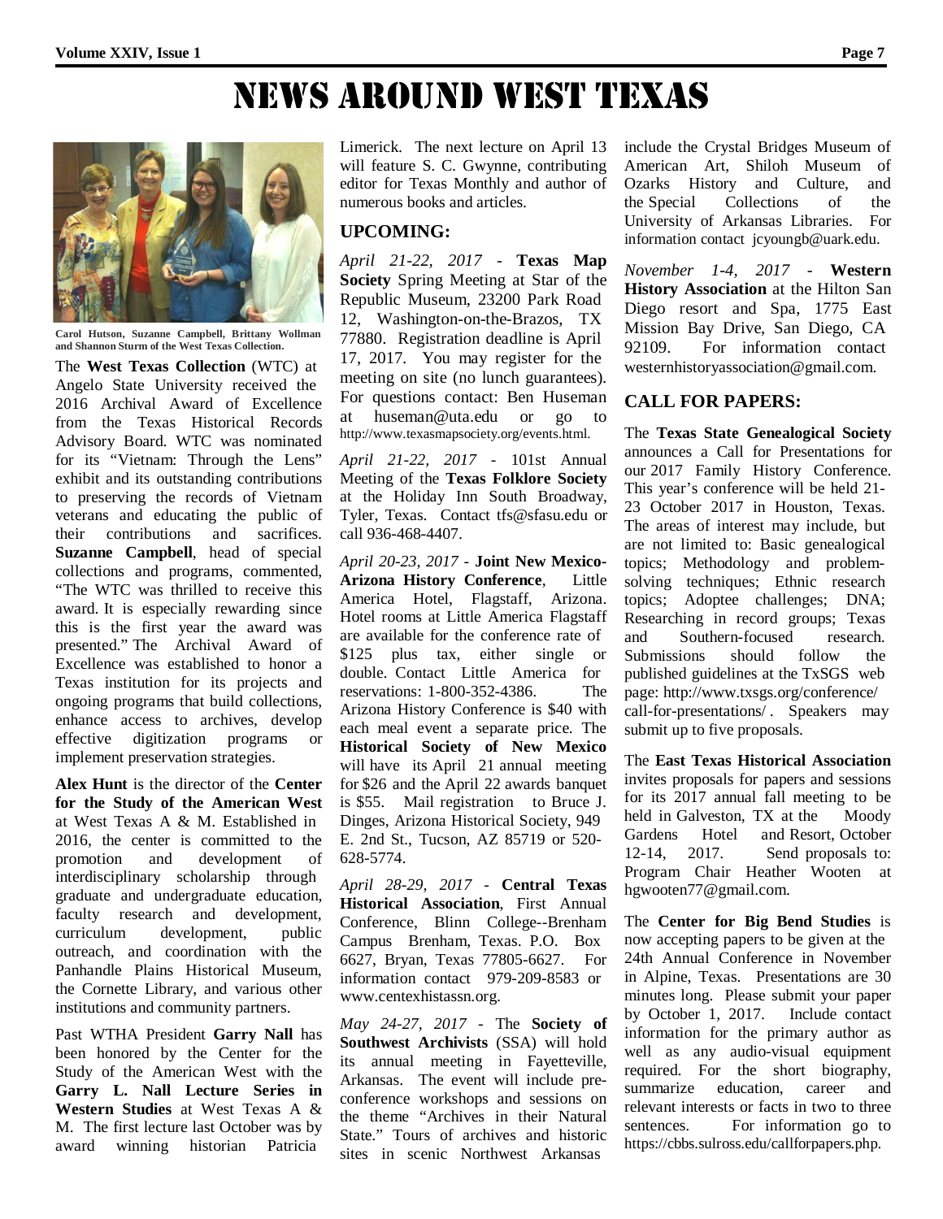# NEWS AROUND WEST TEXAS

Carol Hutson, Suzanne Campbell, Brittany Wollman and Shannon Sturm of the West Texas Collection.

The **West Texas Collection** (WTC) at Angelo State University received the 2016 Archival Award of Excellence from the Texas Historical Records Advisory Board. WTC was nominated for its "Vietnam: Through the Lens" exhibit and its outstanding contributions to preserving the records of Vietnam veterans and educating the public of their contributions and sacrifices. **Suzanne Campbell**, head of special collections and programs, commented, "The WTC was thrilled to receive this award. It is especially rewarding since this is the first year the award was presented." The Archival Award of Excellence was established to honor a Texas institution for its projects and ongoing programs that build collections, enhance access to archives, develop effective digitization programs or implement preservation strategies.

**Alex Hunt** is the director of the **Center for the Study of the American West** at West Texas A & M. Established in 2016, the center is committed to the promotion and development of interdisciplinary scholarship through graduate and undergraduate education, faculty research and development, curriculum development, public outreach, and coordination with the Panhandle Plains Historical Museum, the Cornette Library, and various other institutions and community partners.

Past WTHA President **Garry Nall** has been honored by the Center for the Study of the American West with the **Garry L. Nall Lecture Series in Western Studies** at West Texas A & M. The first lecture last October was by award winning historian Patricia Limerick. The next lecture on April 13 will feature S. C. Gwynne, contributing editor for Texas Monthly and author of numerous books and articles.

## UPCOMING:

*April 21-22, 2017* - **Texas Map Society** Spring Meeting at Star of the Republic Museum, 23200 Park Road 12, Washington-on-the-Brazos, TX 77880. Registration deadline is April 17, 2017. You may register for the meeting on site (no lunch guarantees). For questions contact: Ben Huseman at huseman@uta.edu or go to http://www.texasmapsociety.org/events.html.

*April 21-22, 2017* - 101st Annual Meeting of the **Texas Folklore Society** at the Holiday Inn South Broadway, Tyler, Texas. Contact tfs@sfasu.edu or call 936-468-4407.

*April 20-23, 2017* - **Joint New Mexico-Arizona History Conference**, Little America Hotel, Flagstaff, Arizona. Hotel rooms at Little America Flagstaff are available for the conference rate of $125 plus tax, either single or double. Contact Little America for reservations: 1-800-352-4386. The Arizona History Conference is $40 with each meal event a separate price. The **Historical Society of New Mexico** will have its April 21 annual meeting for $26 and the April 22 awards banquet is $55. Mail registration to Bruce J. Dinges, Arizona Historical Society, 949 E. 2nd St., Tucson, AZ 85719 or 520-628-5774.

*April 28-29, 2017* - **Central Texas Historical Association**, First Annual Conference, Blinn College--Brenham Campus Brenham, Texas. P.O. Box 6627, Bryan, Texas 77805-6627. For information contact 979-209-8583 or www.centexhistassn.org.

*May 24-27, 2017* - The **Society of Southwest Archivists** (SSA) will hold its annual meeting in Fayetteville, Arkansas. The event will include pre-conference workshops and sessions on the theme "Archives in their Natural State." Tours of archives and historic sites in scenic Northwest Arkansas include the Crystal Bridges Museum of American Art, Shiloh Museum of Ozarks History and Culture, and the Special Collections of the University of Arkansas Libraries. For information contact jcyoungb@uark.edu.

*November 1-4, 2017* - **Western History Association** at the Hilton San Diego resort and Spa, 1775 East Mission Bay Drive, San Diego, CA 92109. For information contact westernhistoryassociation@gmail.com.

## CALL FOR PAPERS:

The **Texas State Genealogical Society** announces a Call for Presentations for our 2017 Family History Conference. This year's conference will be held 21-23 October 2017 in Houston, Texas. The areas of interest may include, but are not limited to: Basic genealogical topics; Methodology and problem-solving techniques; Ethnic research topics; Adoptee challenges; DNA; Researching in record groups; Texas and Southern-focused research. Submissions should follow the published guidelines at the TxSGS web page: http://www.txsgs.org/conference/call-for-presentations/ . Speakers may submit up to five proposals.

The **East Texas Historical Association** invites proposals for papers and sessions for its 2017 annual fall meeting to be held in Galveston, TX at the Moody Gardens Hotel and Resort, October 12-14, 2017. Send proposals to: Program Chair Heather Wooten at hgwooten77@gmail.com.

The **Center for Big Bend Studies** is now accepting papers to be given at the 24th Annual Conference in November in Alpine, Texas. Presentations are 30 minutes long. Please submit your paper by October 1, 2017. Include contact information for the primary author as well as any audio-visual equipment required. For the short biography, summarize education, career and relevant interests or facts in two to three sentences. For information go to https://cbbs.sulross.edu/callforpapers.php.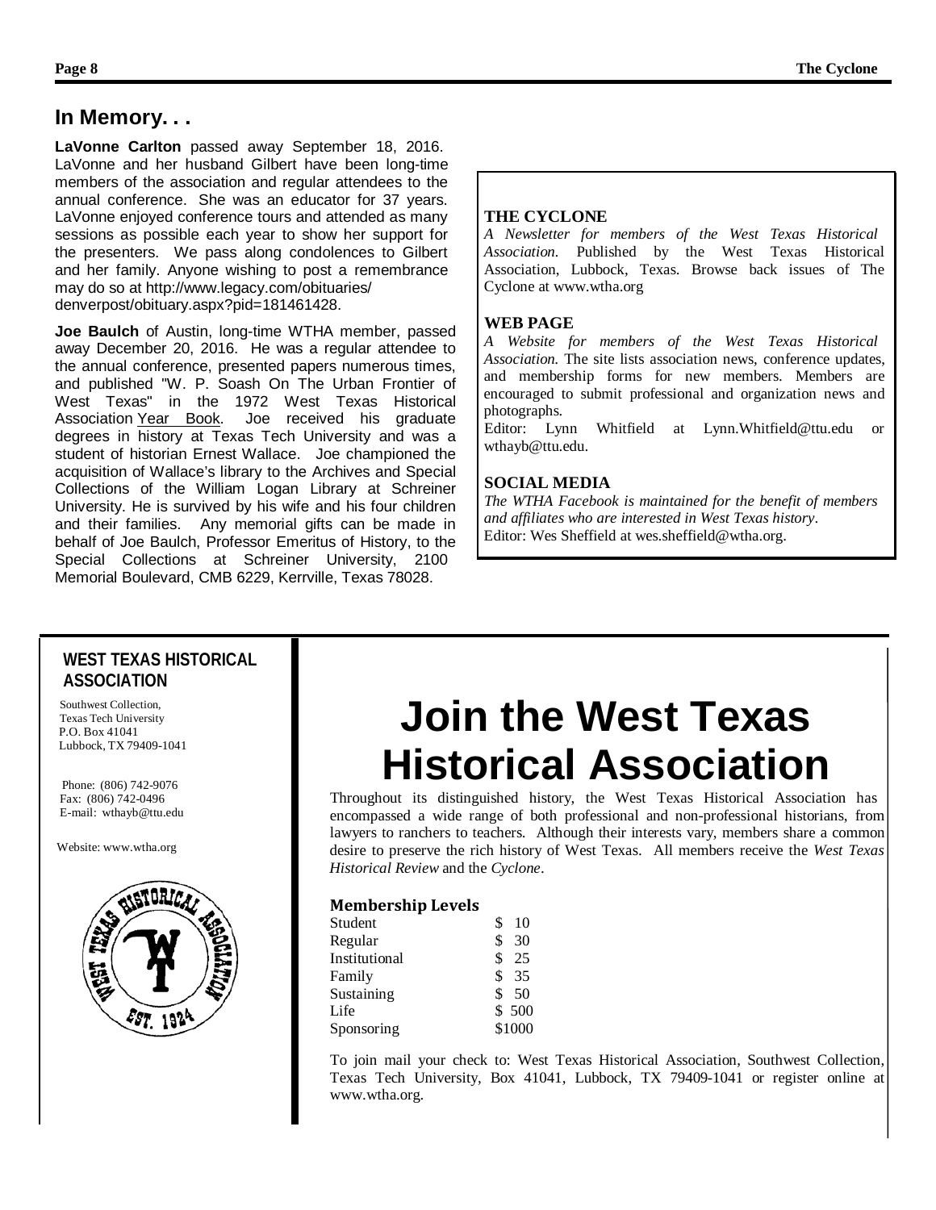## In Memory. . .

**LaVonne Carlton** passed away September 18, 2016. LaVonne and her husband Gilbert have been long-time members of the association and regular attendees to the annual conference. She was an educator for 37 years. LaVonne enjoyed conference tours and attended as many sessions as possible each year to show her support for the presenters. We pass along condolences to Gilbert and her family. Anyone wishing to post a remembrance may do so at http://www.legacy.com/obituaries/denverpost/obituary.aspx?pid=181461428.

**Joe Baulch** of Austin, long-time WTHA member, passed away December 20, 2016. He was a regular attendee to the annual conference, presented papers numerous times, and published "W. P. Soash On The Urban Frontier of West Texas" in the 1972 West Texas Historical Association Year Book. Joe received his graduate degrees in history at Texas Tech University and was a student of historian Ernest Wallace. Joe championed the acquisition of Wallace's library to the Archives and Special Collections of the William Logan Library at Schreiner University. He is survived by his wife and his four children and their families. Any memorial gifts can be made in behalf of Joe Baulch, Professor Emeritus of History, to the Special Collections at Schreiner University, 2100 Memorial Boulevard, CMB 6229, Kerrville, Texas 78028.

**THE CYCLONE**
*A Newsletter for members of the West Texas Historical Association.* Published by the West Texas Historical Association, Lubbock, Texas. Browse back issues of The Cyclone at www.wtha.org

**WEB PAGE**
*A Website for members of the West Texas Historical Association.* The site lists association news, conference updates, and membership forms for new members. Members are encouraged to submit professional and organization news and photographs.
Editor: Lynn Whitfield at Lynn.Whitfield@ttu.edu or wthayb@ttu.edu.

**SOCIAL MEDIA**
*The WTHA Facebook is maintained for the benefit of members and affiliates who are interested in West Texas history*.
Editor: Wes Sheffield at wes.sheffield@wtha.org.

**WEST TEXAS HISTORICAL ASSOCIATION**

Southwest Collection,
Texas Tech University
P.O. Box 41041
Lubbock, TX 79409-1041

Phone: (806) 742-9076
Fax: (806) 742-0496
E-mail: wthayb@ttu.edu

Website: www.wtha.org

# Join the West Texas Historical Association

Throughout its distinguished history, the West Texas Historical Association has encompassed a wide range of both professional and non-professional historians, from lawyers to ranchers to teachers. Although their interests vary, members share a common desire to preserve the rich history of West Texas. All members receive the *West Texas Historical Review* and the *Cyclone*.

**Membership Levels**

| | |
|---|---|
| Student | $ 10 |
| Regular | $ 30 |
| Institutional | $ 25 |
| Family | $ 35 |
| Sustaining | $ 50 |
| Life | $ 500 |
| Sponsoring | $1000 |

To join mail your check to: West Texas Historical Association, Southwest Collection, Texas Tech University, Box 41041, Lubbock, TX 79409-1041 or register online at www.wtha.org.